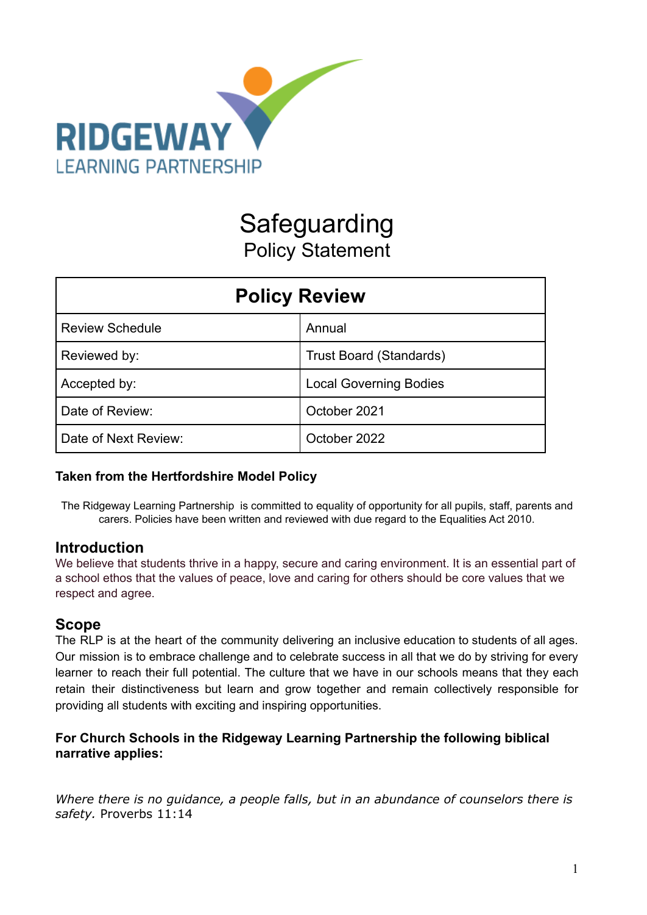RIDGEWAY
LEARNING PARTNERSHIP

# Safeguarding
## Policy Statement

| Policy Review | |
|---|---|
| Review Schedule | Annual |
| Reviewed by: | Trust Board (Standards) |
| Accepted by: | Local Governing Bodies |
| Date of Review: | October 2021 |
| Date of Next Review: | October 2022 |

**Taken from the Hertfordshire Model Policy**

The Ridgeway Learning Partnership is committed to equality of opportunity for all pupils, staff, parents and carers. Policies have been written and reviewed with due regard to the Equalities Act 2010.

## Introduction

We believe that students thrive in a happy, secure and caring environment. It is an essential part of a school ethos that the values of peace, love and caring for others should be core values that we respect and agree.

## Scope

The RLP is at the heart of the community delivering an inclusive education to students of all ages. Our mission is to embrace challenge and to celebrate success in all that we do by striving for every learner to reach their full potential. The culture that we have in our schools means that they each retain their distinctiveness but learn and grow together and remain collectively responsible for providing all students with exciting and inspiring opportunities.

**For Church Schools in the Ridgeway Learning Partnership the following biblical narrative applies:**

*Where there is no guidance, a people falls, but in an abundance of counselors there is safety.* Proverbs 11:14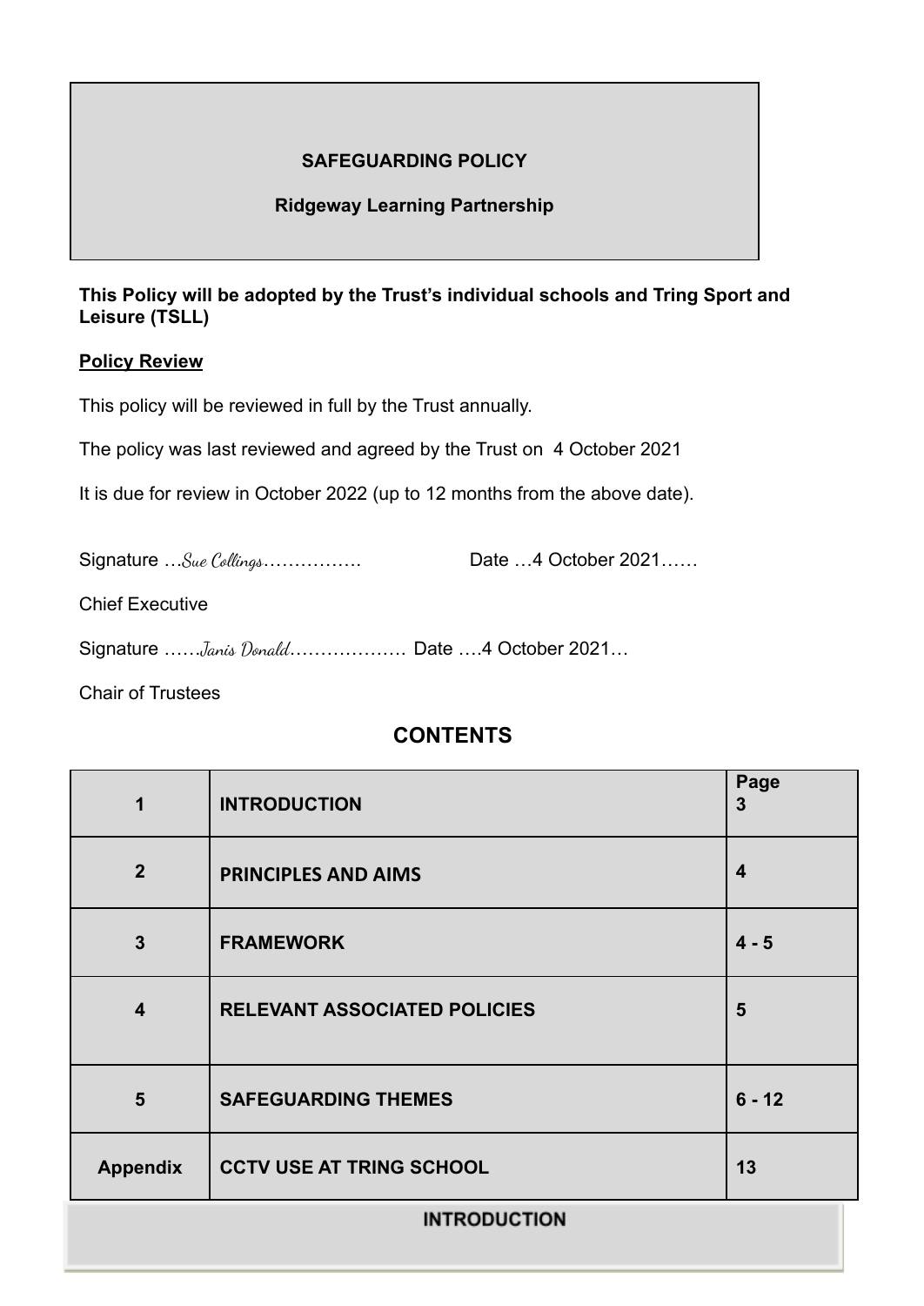**SAFEGUARDING POLICY**

**Ridgeway Learning Partnership**

**This Policy will be adopted by the Trust's individual schools and Tring Sport and Leisure (TSLL)**

**Policy Review**

This policy will be reviewed in full by the Trust annually.

The policy was last reviewed and agreed by the Trust on 4 October 2021

It is due for review in October 2022 (up to 12 months from the above date).

Signature …Sue Collings……………. Date …4 October 2021……

Chief Executive

Signature ……Janis Donald………………. Date ….4 October 2021…

Chair of Trustees

## CONTENTS

| | | |
|---|---|---|
| **1** | **INTRODUCTION** | **Page 3** |
| **2** | **PRINCIPLES AND AIMS** | **4** |
| **3** | **FRAMEWORK** | **4 - 5** |
| **4** | **RELEVANT ASSOCIATED POLICIES** | **5** |
| **5** | **SAFEGUARDING THEMES** | **6 - 12** |
| **Appendix** | **CCTV USE AT TRING SCHOOL** | **13** |

## INTRODUCTION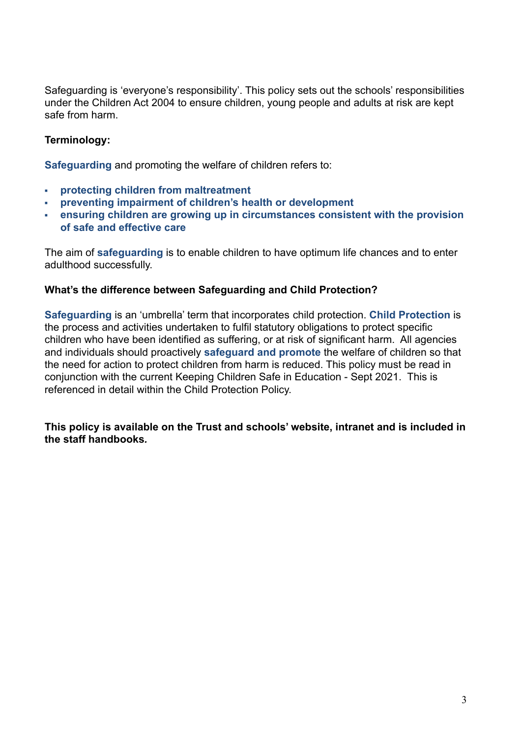Safeguarding is 'everyone's responsibility'. This policy sets out the schools' responsibilities under the Children Act 2004 to ensure children, young people and adults at risk are kept safe from harm.

**Terminology:**

**Safeguarding** and promoting the welfare of children refers to:

- **protecting children from maltreatment**
- **preventing impairment of children's health or development**
- **ensuring children are growing up in circumstances consistent with the provision of safe and effective care**

The aim of **safeguarding** is to enable children to have optimum life chances and to enter adulthood successfully.

**What's the difference between Safeguarding and Child Protection?**

**Safeguarding** is an 'umbrella' term that incorporates child protection. **Child Protection** is the process and activities undertaken to fulfil statutory obligations to protect specific children who have been identified as suffering, or at risk of significant harm. All agencies and individuals should proactively **safeguard and promote** the welfare of children so that the need for action to protect children from harm is reduced. This policy must be read in conjunction with the current Keeping Children Safe in Education - Sept 2021. This is referenced in detail within the Child Protection Policy.

**This policy is available on the Trust and schools' website, intranet and is included in the staff handbooks.**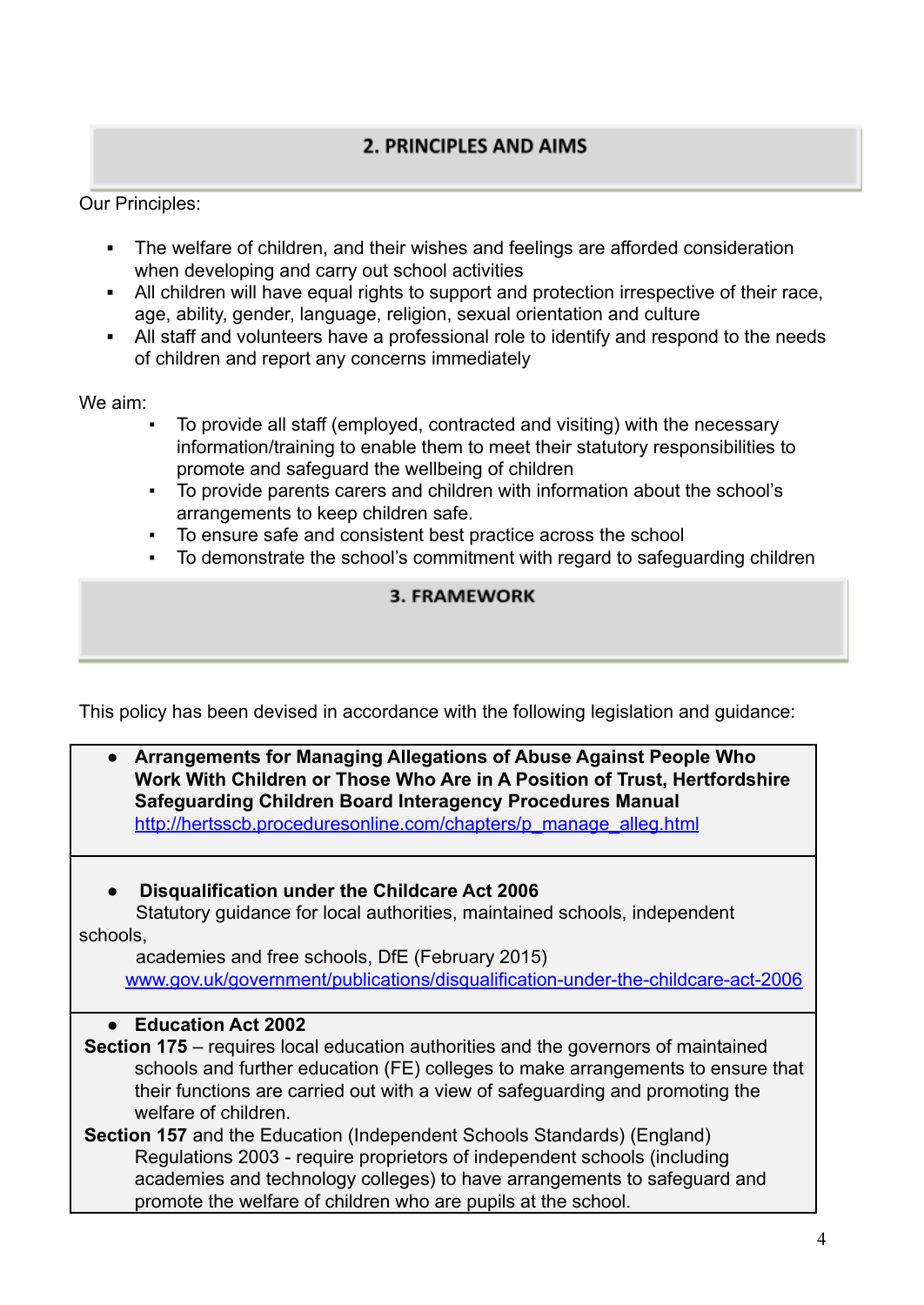## 2. PRINCIPLES AND AIMS

Our Principles:

- The welfare of children, and their wishes and feelings are afforded consideration when developing and carry out school activities
- All children will have equal rights to support and protection irrespective of their race, age, ability, gender, language, religion, sexual orientation and culture
- All staff and volunteers have a professional role to identify and respond to the needs of children and report any concerns immediately

We aim:

- To provide all staff (employed, contracted and visiting) with the necessary information/training to enable them to meet their statutory responsibilities to promote and safeguard the wellbeing of children
- To provide parents carers and children with information about the school's arrangements to keep children safe.
- To ensure safe and consistent best practice across the school
- To demonstrate the school's commitment with regard to safeguarding children

## 3. FRAMEWORK

This policy has been devised in accordance with the following legislation and guidance:

- **Arrangements for Managing Allegations of Abuse Against People Who Work With Children or Those Who Are in A Position of Trust, Hertfordshire Safeguarding Children Board Interagency Procedures Manual**
  [http://hertsscb.proceduresonline.com/chapters/p_manage_alleg.html](http://hertsscb.proceduresonline.com/chapters/p_manage_alleg.html)

- **Disqualification under the Childcare Act 2006**
  Statutory guidance for local authorities, maintained schools, independent schools, academies and free schools, DfE (February 2015)
  [www.gov.uk/government/publications/disqualification-under-the-childcare-act-2006](http://www.gov.uk/government/publications/disqualification-under-the-childcare-act-2006)

- **Education Act 2002**

**Section 175** – requires local education authorities and the governors of maintained schools and further education (FE) colleges to make arrangements to ensure that their functions are carried out with a view of safeguarding and promoting the welfare of children.

**Section 157** and the Education (Independent Schools Standards) (England) Regulations 2003 - require proprietors of independent schools (including academies and technology colleges) to have arrangements to safeguard and promote the welfare of children who are pupils at the school.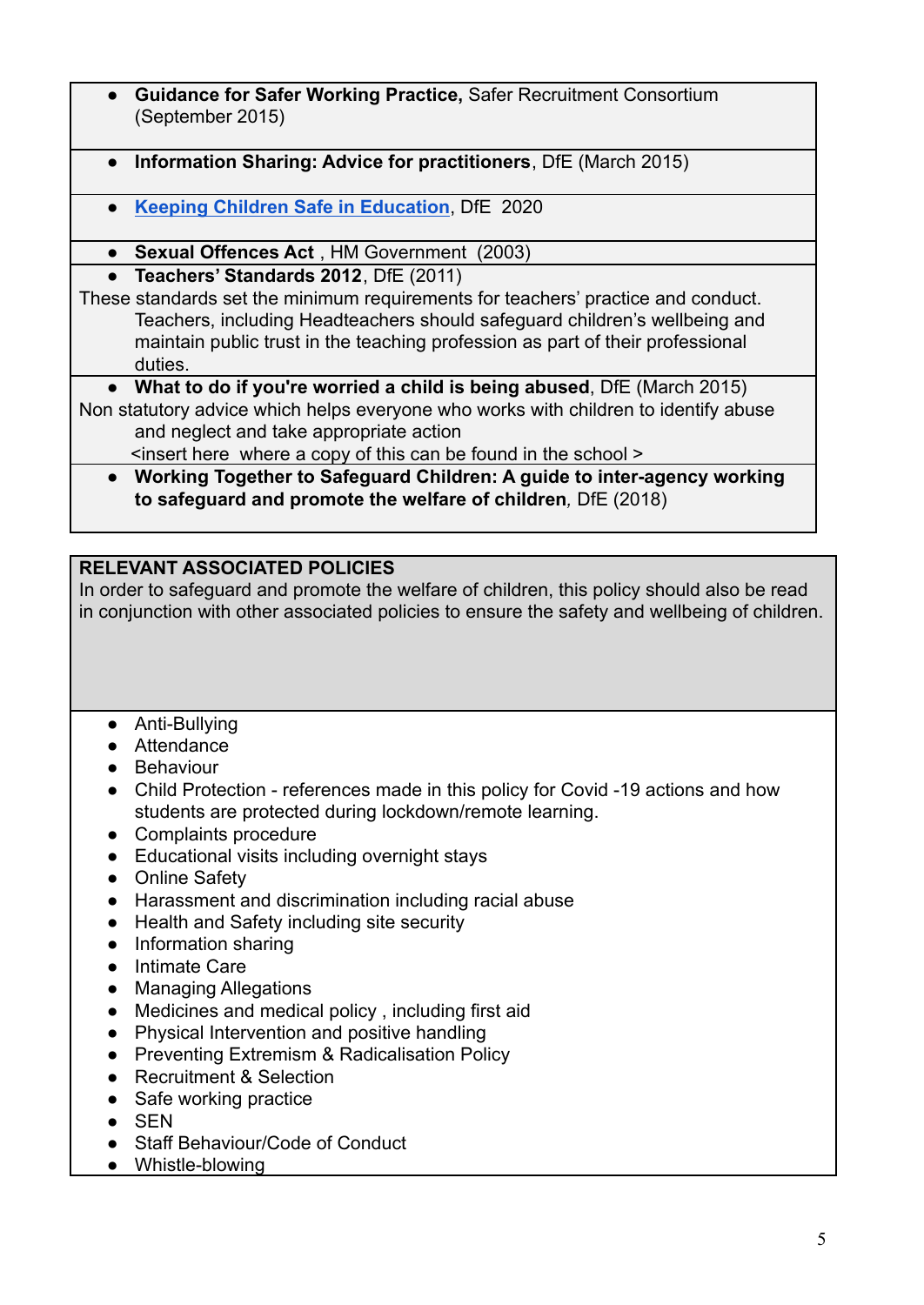- **Guidance for Safer Working Practice,** Safer Recruitment Consortium (September 2015)

- **Information Sharing: Advice for practitioners**, DfE (March 2015)

- **Keeping Children Safe in Education**, DfE 2020

- **Sexual Offences Act** , HM Government (2003)
- **Teachers' Standards 2012**, DfE (2011)

These standards set the minimum requirements for teachers' practice and conduct. Teachers, including Headteachers should safeguard children's wellbeing and maintain public trust in the teaching profession as part of their professional duties.

- **What to do if you're worried a child is being abused**, DfE (March 2015)

Non statutory advice which helps everyone who works with children to identify abuse and neglect and take appropriate action
<insert here where a copy of this can be found in the school >

- **Working Together to Safeguard Children: A guide to inter-agency working to safeguard and promote the welfare of children**, DfE (2018)

**RELEVANT ASSOCIATED POLICIES**

In order to safeguard and promote the welfare of children, this policy should also be read in conjunction with other associated policies to ensure the safety and wellbeing of children.

- Anti-Bullying
- Attendance
- Behaviour
- Child Protection - references made in this policy for Covid -19 actions and how students are protected during lockdown/remote learning.
- Complaints procedure
- Educational visits including overnight stays
- Online Safety
- Harassment and discrimination including racial abuse
- Health and Safety including site security
- Information sharing
- Intimate Care
- Managing Allegations
- Medicines and medical policy , including first aid
- Physical Intervention and positive handling
- Preventing Extremism & Radicalisation Policy
- Recruitment & Selection
- Safe working practice
- SEN
- Staff Behaviour/Code of Conduct
- Whistle-blowing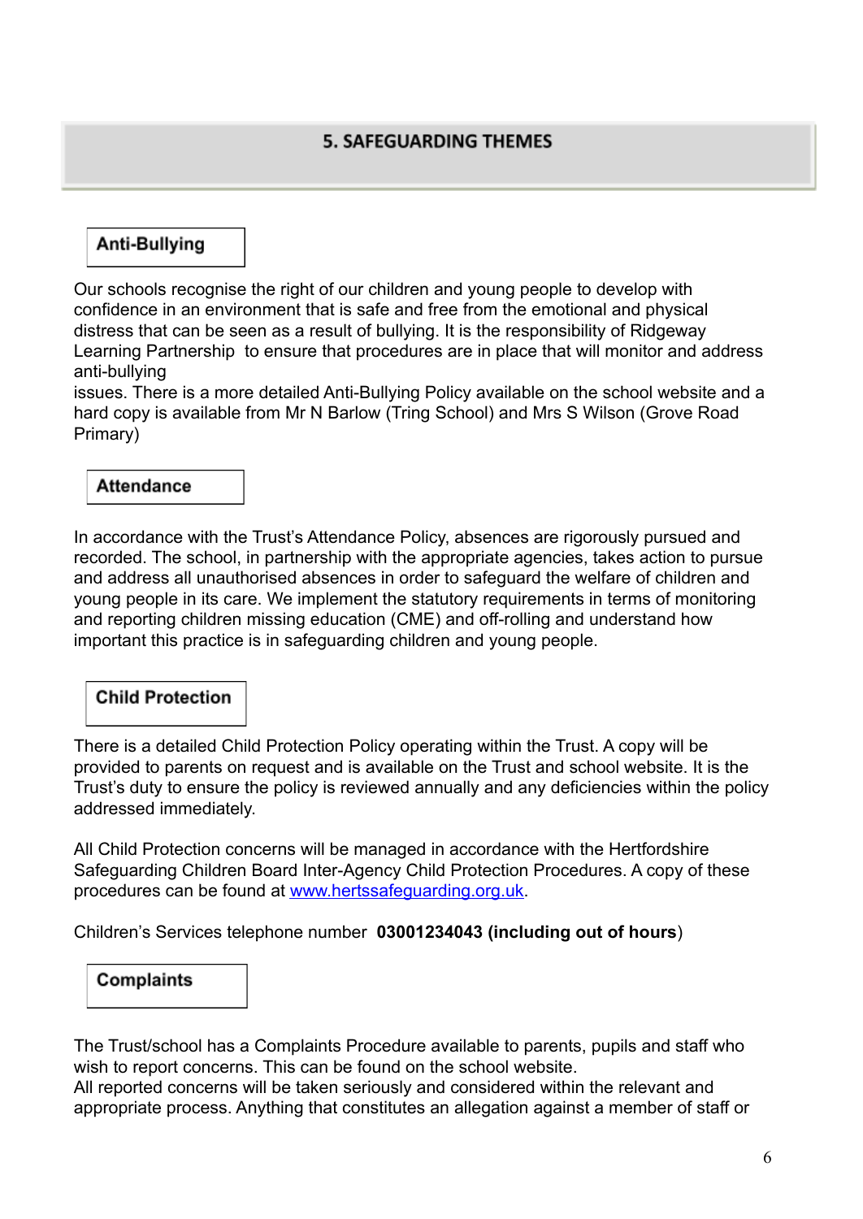## 5. SAFEGUARDING THEMES

### Anti-Bullying

Our schools recognise the right of our children and young people to develop with confidence in an environment that is safe and free from the emotional and physical distress that can be seen as a result of bullying. It is the responsibility of Ridgeway Learning Partnership  to ensure that procedures are in place that will monitor and address anti-bullying
issues. There is a more detailed Anti-Bullying Policy available on the school website and a hard copy is available from Mr N Barlow (Tring School) and Mrs S Wilson (Grove Road Primary)

### Attendance

In accordance with the Trust's Attendance Policy, absences are rigorously pursued and recorded. The school, in partnership with the appropriate agencies, takes action to pursue and address all unauthorised absences in order to safeguard the welfare of children and young people in its care. We implement the statutory requirements in terms of monitoring and reporting children missing education (CME) and off-rolling and understand how important this practice is in safeguarding children and young people.

### Child Protection

There is a detailed Child Protection Policy operating within the Trust. A copy will be provided to parents on request and is available on the Trust and school website. It is the Trust's duty to ensure the policy is reviewed annually and any deficiencies within the policy addressed immediately.

All Child Protection concerns will be managed in accordance with the Hertfordshire Safeguarding Children Board Inter-Agency Child Protection Procedures. A copy of these procedures can be found at [www.hertssafeguarding.org.uk](http://www.hertssafeguarding.org.uk).

Children's Services telephone number **03001234043 (including out of hours**)

### Complaints

The Trust/school has a Complaints Procedure available to parents, pupils and staff who wish to report concerns. This can be found on the school website.
All reported concerns will be taken seriously and considered within the relevant and appropriate process. Anything that constitutes an allegation against a member of staff or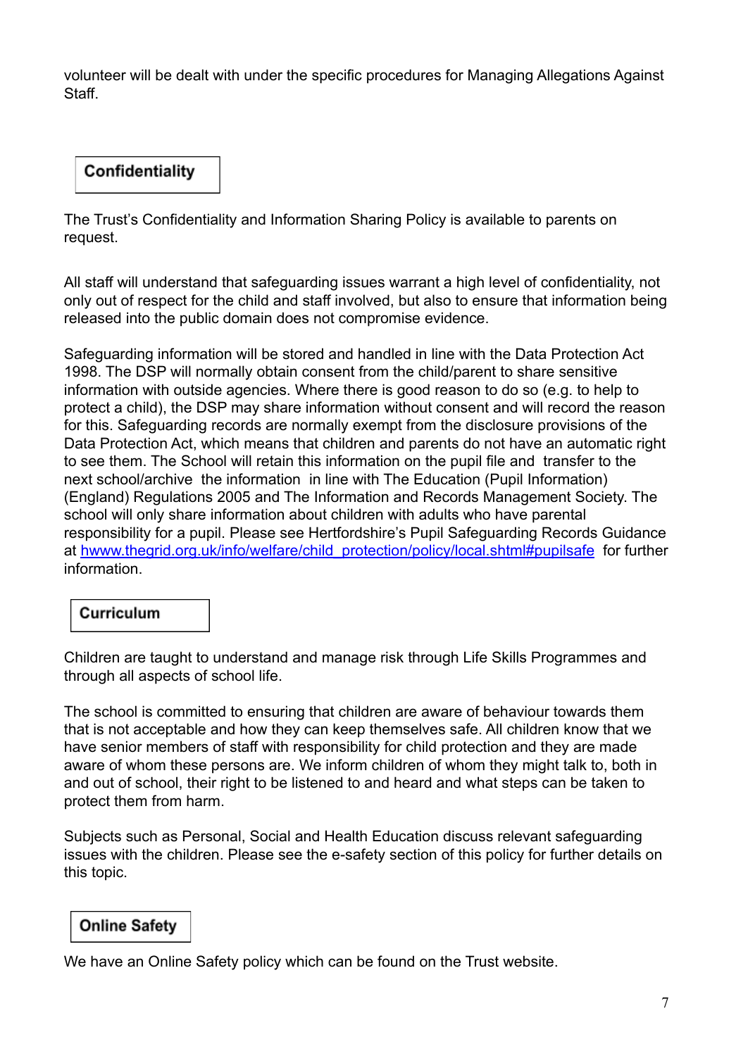volunteer will be dealt with under the specific procedures for Managing Allegations Against Staff.

## Confidentiality

The Trust's Confidentiality and Information Sharing Policy is available to parents on request.

All staff will understand that safeguarding issues warrant a high level of confidentiality, not only out of respect for the child and staff involved, but also to ensure that information being released into the public domain does not compromise evidence.

Safeguarding information will be stored and handled in line with the Data Protection Act 1998. The DSP will normally obtain consent from the child/parent to share sensitive information with outside agencies. Where there is good reason to do so (e.g. to help to protect a child), the DSP may share information without consent and will record the reason for this. Safeguarding records are normally exempt from the disclosure provisions of the Data Protection Act, which means that children and parents do not have an automatic right to see them. The School will retain this information on the pupil file and transfer to the next school/archive the information in line with The Education (Pupil Information) (England) Regulations 2005 and The Information and Records Management Society. The school will only share information about children with adults who have parental responsibility for a pupil. Please see Hertfordshire's Pupil Safeguarding Records Guidance at [hwww.thegrid.org.uk/info/welfare/child_protection/policy/local.shtml#pupilsafe](hwww.thegrid.org.uk/info/welfare/child_protection/policy/local.shtml#pupilsafe) for further information.

## Curriculum

Children are taught to understand and manage risk through Life Skills Programmes and through all aspects of school life.

The school is committed to ensuring that children are aware of behaviour towards them that is not acceptable and how they can keep themselves safe. All children know that we have senior members of staff with responsibility for child protection and they are made aware of whom these persons are. We inform children of whom they might talk to, both in and out of school, their right to be listened to and heard and what steps can be taken to protect them from harm.

Subjects such as Personal, Social and Health Education discuss relevant safeguarding issues with the children. Please see the e-safety section of this policy for further details on this topic.

## Online Safety

We have an Online Safety policy which can be found on the Trust website.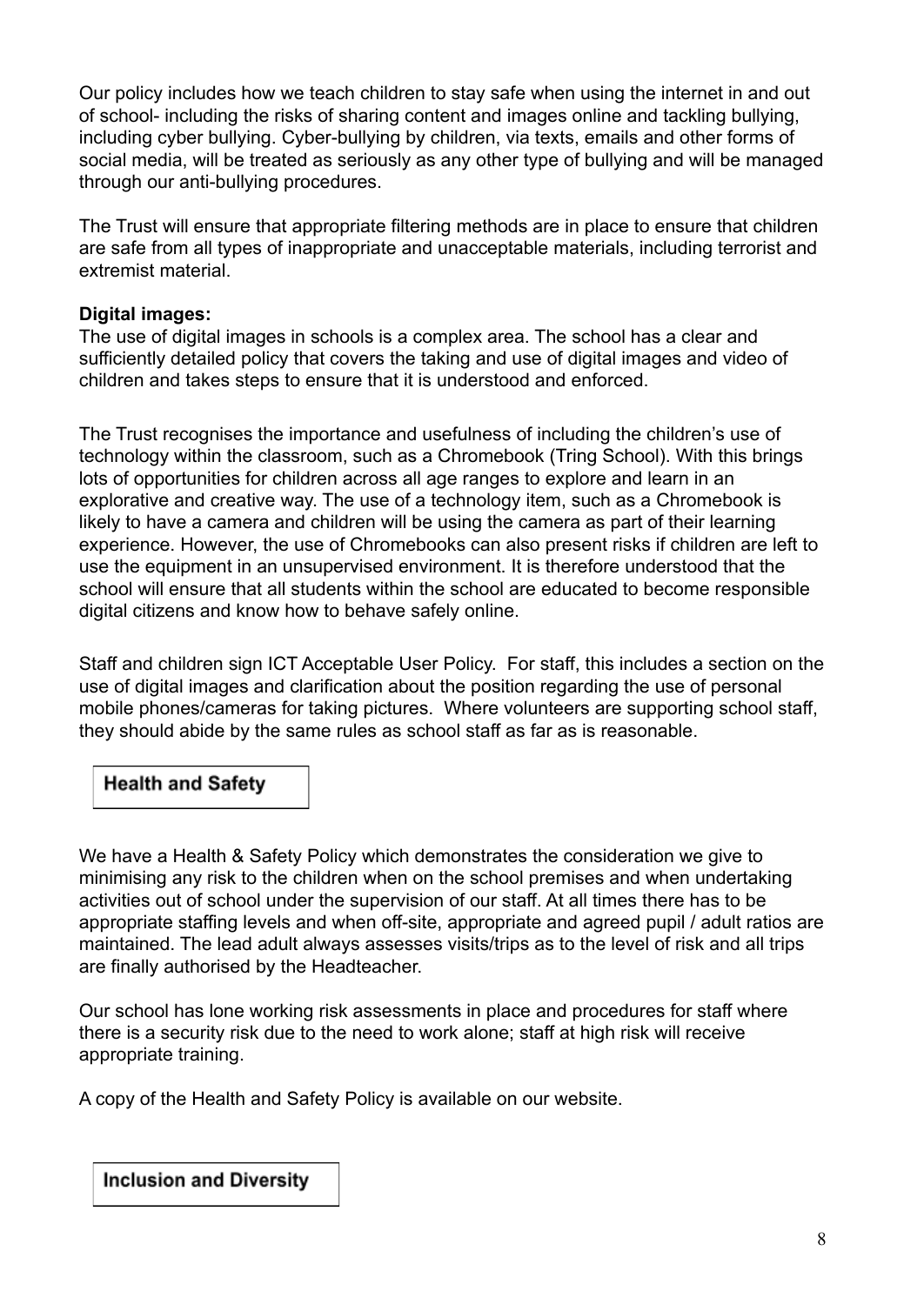Our policy includes how we teach children to stay safe when using the internet in and out of school- including the risks of sharing content and images online and tackling bullying, including cyber bullying. Cyber-bullying by children, via texts, emails and other forms of social media, will be treated as seriously as any other type of bullying and will be managed through our anti-bullying procedures.

The Trust will ensure that appropriate filtering methods are in place to ensure that children are safe from all types of inappropriate and unacceptable materials, including terrorist and extremist material.

**Digital images:**
The use of digital images in schools is a complex area. The school has a clear and sufficiently detailed policy that covers the taking and use of digital images and video of children and takes steps to ensure that it is understood and enforced.

The Trust recognises the importance and usefulness of including the children's use of technology within the classroom, such as a Chromebook (Tring School). With this brings lots of opportunities for children across all age ranges to explore and learn in an explorative and creative way. The use of a technology item, such as a Chromebook is likely to have a camera and children will be using the camera as part of their learning experience. However, the use of Chromebooks can also present risks if children are left to use the equipment in an unsupervised environment. It is therefore understood that the school will ensure that all students within the school are educated to become responsible digital citizens and know how to behave safely online.

Staff and children sign ICT Acceptable User Policy. For staff, this includes a section on the use of digital images and clarification about the position regarding the use of personal mobile phones/cameras for taking pictures. Where volunteers are supporting school staff, they should abide by the same rules as school staff as far as is reasonable.

## Health and Safety

We have a Health & Safety Policy which demonstrates the consideration we give to minimising any risk to the children when on the school premises and when undertaking activities out of school under the supervision of our staff. At all times there has to be appropriate staffing levels and when off-site, appropriate and agreed pupil / adult ratios are maintained. The lead adult always assesses visits/trips as to the level of risk and all trips are finally authorised by the Headteacher.

Our school has lone working risk assessments in place and procedures for staff where there is a security risk due to the need to work alone; staff at high risk will receive appropriate training.

A copy of the Health and Safety Policy is available on our website.

## Inclusion and Diversity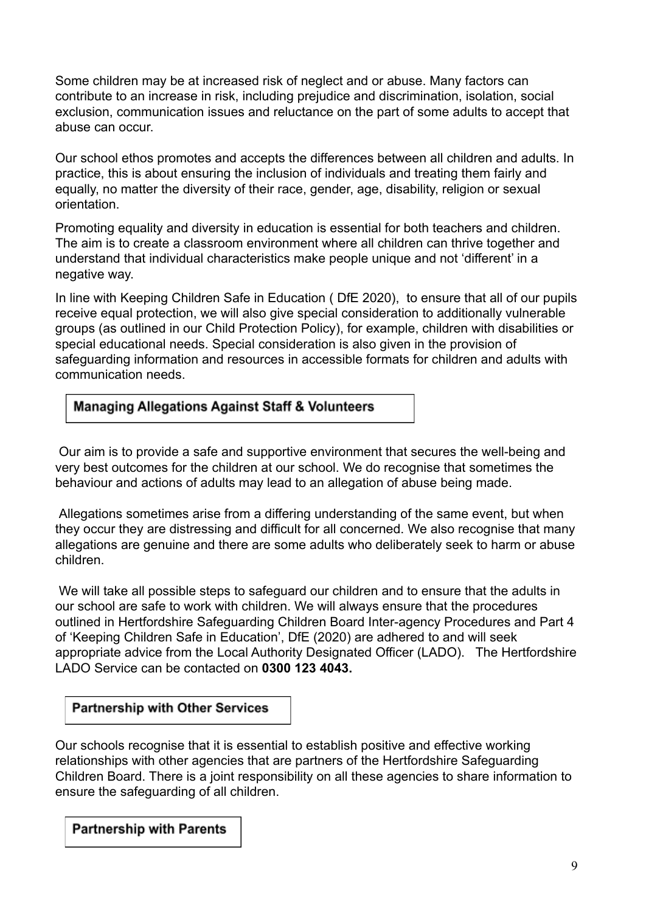Some children may be at increased risk of neglect and or abuse. Many factors can contribute to an increase in risk, including prejudice and discrimination, isolation, social exclusion, communication issues and reluctance on the part of some adults to accept that abuse can occur.

Our school ethos promotes and accepts the differences between all children and adults. In practice, this is about ensuring the inclusion of individuals and treating them fairly and equally, no matter the diversity of their race, gender, age, disability, religion or sexual orientation.

Promoting equality and diversity in education is essential for both teachers and children. The aim is to create a classroom environment where all children can thrive together and understand that individual characteristics make people unique and not 'different' in a negative way.

In line with Keeping Children Safe in Education ( DfE 2020), to ensure that all of our pupils receive equal protection, we will also give special consideration to additionally vulnerable groups (as outlined in our Child Protection Policy), for example, children with disabilities or special educational needs. Special consideration is also given in the provision of safeguarding information and resources in accessible formats for children and adults with communication needs.

## Managing Allegations Against Staff & Volunteers

Our aim is to provide a safe and supportive environment that secures the well-being and very best outcomes for the children at our school. We do recognise that sometimes the behaviour and actions of adults may lead to an allegation of abuse being made.

Allegations sometimes arise from a differing understanding of the same event, but when they occur they are distressing and difficult for all concerned. We also recognise that many allegations are genuine and there are some adults who deliberately seek to harm or abuse children.

We will take all possible steps to safeguard our children and to ensure that the adults in our school are safe to work with children. We will always ensure that the procedures outlined in Hertfordshire Safeguarding Children Board Inter-agency Procedures and Part 4 of 'Keeping Children Safe in Education', DfE (2020) are adhered to and will seek appropriate advice from the Local Authority Designated Officer (LADO). The Hertfordshire LADO Service can be contacted on **0300 123 4043.**

## Partnership with Other Services

Our schools recognise that it is essential to establish positive and effective working relationships with other agencies that are partners of the Hertfordshire Safeguarding Children Board. There is a joint responsibility on all these agencies to share information to ensure the safeguarding of all children.

## Partnership with Parents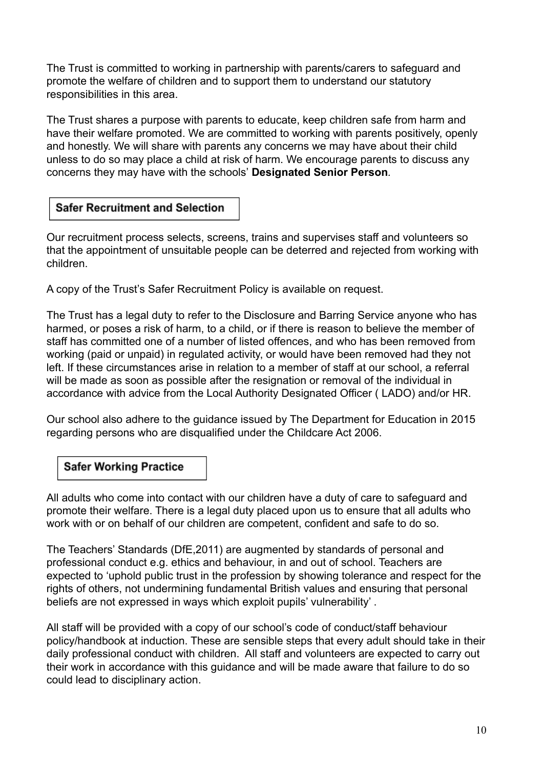The Trust is committed to working in partnership with parents/carers to safeguard and promote the welfare of children and to support them to understand our statutory responsibilities in this area.

The Trust shares a purpose with parents to educate, keep children safe from harm and have their welfare promoted. We are committed to working with parents positively, openly and honestly. We will share with parents any concerns we may have about their child unless to do so may place a child at risk of harm. We encourage parents to discuss any concerns they may have with the schools' **Designated Senior Person**.

## Safer Recruitment and Selection

Our recruitment process selects, screens, trains and supervises staff and volunteers so that the appointment of unsuitable people can be deterred and rejected from working with children.

A copy of the Trust's Safer Recruitment Policy is available on request.

The Trust has a legal duty to refer to the Disclosure and Barring Service anyone who has harmed, or poses a risk of harm, to a child, or if there is reason to believe the member of staff has committed one of a number of listed offences, and who has been removed from working (paid or unpaid) in regulated activity, or would have been removed had they not left. If these circumstances arise in relation to a member of staff at our school, a referral will be made as soon as possible after the resignation or removal of the individual in accordance with advice from the Local Authority Designated Officer ( LADO) and/or HR.

Our school also adhere to the guidance issued by The Department for Education in 2015 regarding persons who are disqualified under the Childcare Act 2006.

## Safer Working Practice

All adults who come into contact with our children have a duty of care to safeguard and promote their welfare. There is a legal duty placed upon us to ensure that all adults who work with or on behalf of our children are competent, confident and safe to do so.

The Teachers' Standards (DfE,2011) are augmented by standards of personal and professional conduct e.g. ethics and behaviour, in and out of school. Teachers are expected to 'uphold public trust in the profession by showing tolerance and respect for the rights of others, not undermining fundamental British values and ensuring that personal beliefs are not expressed in ways which exploit pupils' vulnerability' .

All staff will be provided with a copy of our school's code of conduct/staff behaviour policy/handbook at induction. These are sensible steps that every adult should take in their daily professional conduct with children. All staff and volunteers are expected to carry out their work in accordance with this guidance and will be made aware that failure to do so could lead to disciplinary action.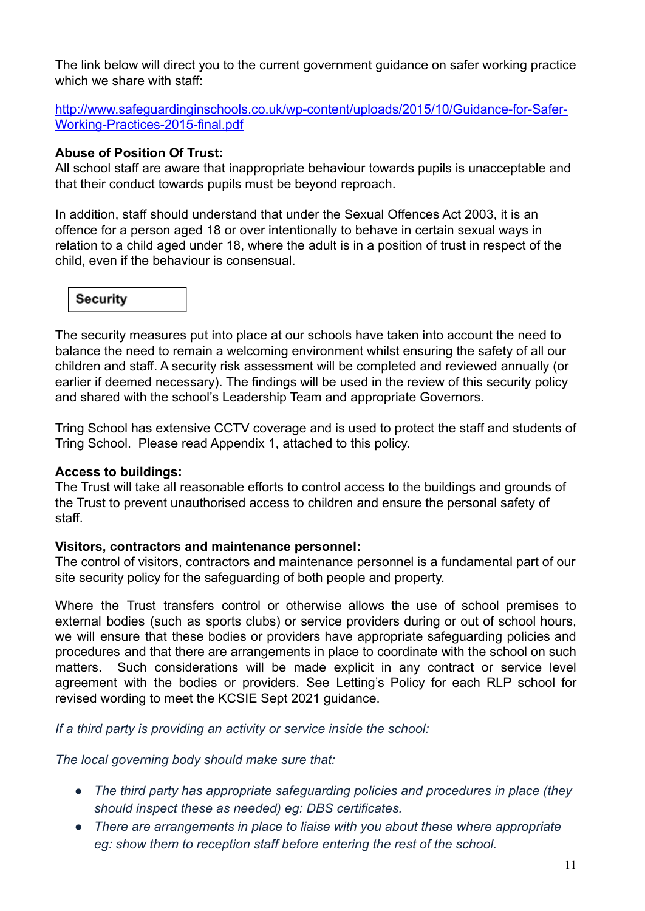The link below will direct you to the current government guidance on safer working practice which we share with staff:

[http://www.safeguardinginschools.co.uk/wp-content/uploads/2015/10/Guidance-for-Safer-Working-Practices-2015-final.pdf](http://www.safeguardinginschools.co.uk/wp-content/uploads/2015/10/Guidance-for-Safer-Working-Practices-2015-final.pdf)

**Abuse of Position Of Trust:**
All school staff are aware that inappropriate behaviour towards pupils is unacceptable and that their conduct towards pupils must be beyond reproach.

In addition, staff should understand that under the Sexual Offences Act 2003, it is an offence for a person aged 18 or over intentionally to behave in certain sexual ways in relation to a child aged under 18, where the adult is in a position of trust in respect of the child, even if the behaviour is consensual.

## Security

The security measures put into place at our schools have taken into account the need to balance the need to remain a welcoming environment whilst ensuring the safety of all our children and staff. A security risk assessment will be completed and reviewed annually (or earlier if deemed necessary). The findings will be used in the review of this security policy and shared with the school's Leadership Team and appropriate Governors.

Tring School has extensive CCTV coverage and is used to protect the staff and students of Tring School. Please read Appendix 1, attached to this policy.

**Access to buildings:**
The Trust will take all reasonable efforts to control access to the buildings and grounds of the Trust to prevent unauthorised access to children and ensure the personal safety of staff.

**Visitors, contractors and maintenance personnel:**
The control of visitors, contractors and maintenance personnel is a fundamental part of our site security policy for the safeguarding of both people and property.

Where the Trust transfers control or otherwise allows the use of school premises to external bodies (such as sports clubs) or service providers during or out of school hours, we will ensure that these bodies or providers have appropriate safeguarding policies and procedures and that there are arrangements in place to coordinate with the school on such matters. Such considerations will be made explicit in any contract or service level agreement with the bodies or providers. See Letting's Policy for each RLP school for revised wording to meet the KCSIE Sept 2021 guidance.

*If a third party is providing an activity or service inside the school:*

*The local governing body should make sure that:*

- *The third party has appropriate safeguarding policies and procedures in place (they should inspect these as needed) eg: DBS certificates.*
- *There are arrangements in place to liaise with you about these where appropriate eg: show them to reception staff before entering the rest of the school.*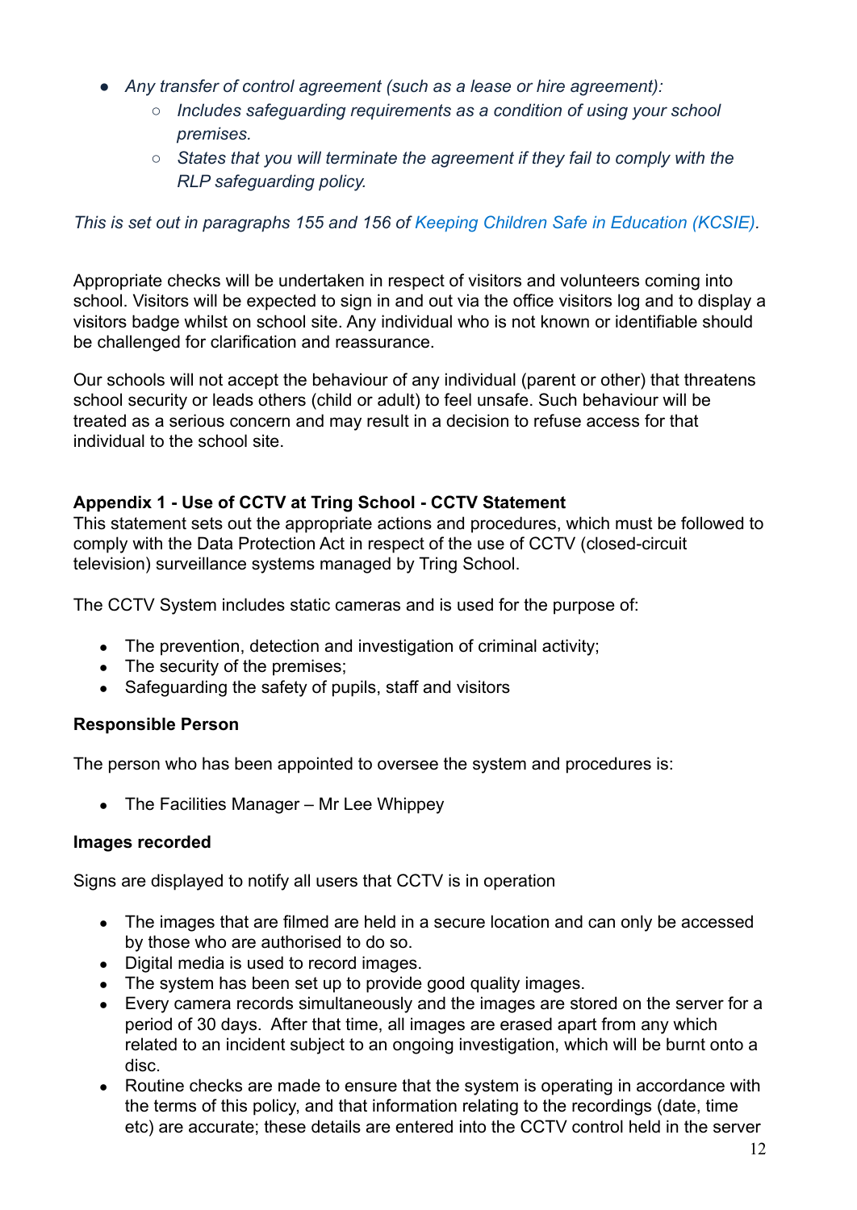- *Any transfer of control agreement (such as a lease or hire agreement):*
    - *Includes safeguarding requirements as a condition of using your school premises.*
    - *States that you will terminate the agreement if they fail to comply with the RLP safeguarding policy.*

*This is set out in paragraphs 155 and 156 of Keeping Children Safe in Education (KCSIE).*

Appropriate checks will be undertaken in respect of visitors and volunteers coming into school. Visitors will be expected to sign in and out via the office visitors log and to display a visitors badge whilst on school site. Any individual who is not known or identifiable should be challenged for clarification and reassurance.

Our schools will not accept the behaviour of any individual (parent or other) that threatens school security or leads others (child or adult) to feel unsafe. Such behaviour will be treated as a serious concern and may result in a decision to refuse access for that individual to the school site.

**Appendix 1 - Use of CCTV at Tring School - CCTV Statement**

This statement sets out the appropriate actions and procedures, which must be followed to comply with the Data Protection Act in respect of the use of CCTV (closed-circuit television) surveillance systems managed by Tring School.

The CCTV System includes static cameras and is used for the purpose of:

- The prevention, detection and investigation of criminal activity;
- The security of the premises;
- Safeguarding the safety of pupils, staff and visitors

**Responsible Person**

The person who has been appointed to oversee the system and procedures is:

- The Facilities Manager – Mr Lee Whippey

**Images recorded**

Signs are displayed to notify all users that CCTV is in operation

- The images that are filmed are held in a secure location and can only be accessed by those who are authorised to do so.
- Digital media is used to record images.
- The system has been set up to provide good quality images.
- Every camera records simultaneously and the images are stored on the server for a period of 30 days. After that time, all images are erased apart from any which related to an incident subject to an ongoing investigation, which will be burnt onto a disc.
- Routine checks are made to ensure that the system is operating in accordance with the terms of this policy, and that information relating to the recordings (date, time etc) are accurate; these details are entered into the CCTV control held in the server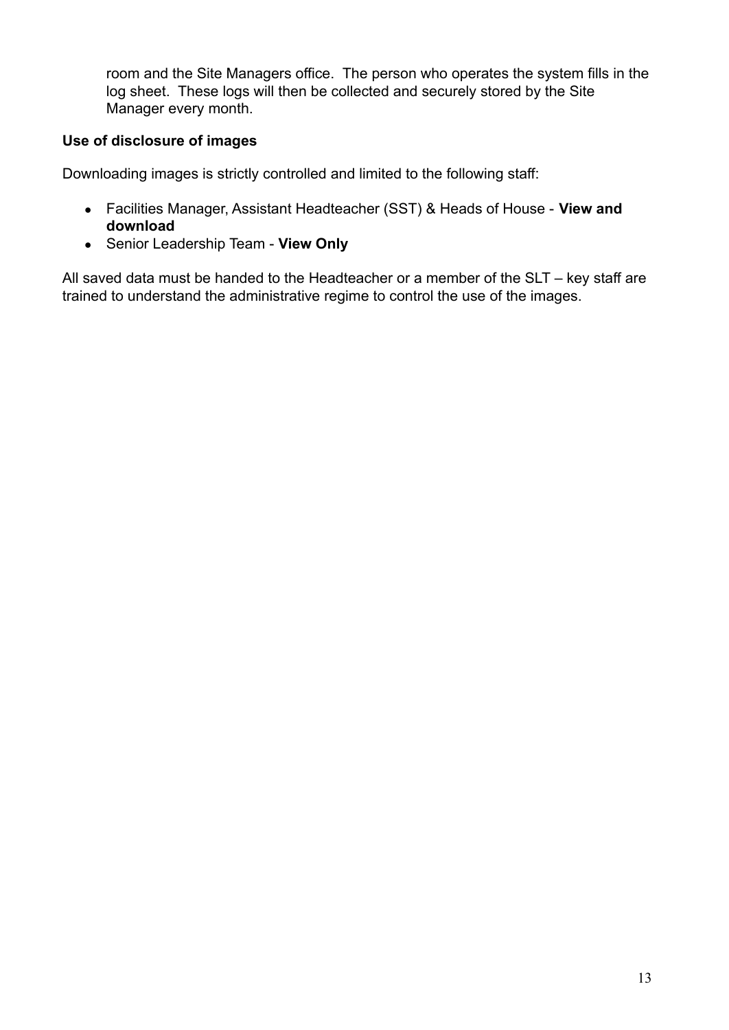room and the Site Managers office. The person who operates the system fills in the log sheet. These logs will then be collected and securely stored by the Site Manager every month.

**Use of disclosure of images**

Downloading images is strictly controlled and limited to the following staff:

- Facilities Manager, Assistant Headteacher (SST) & Heads of House - **View and download**
- Senior Leadership Team - **View Only**

All saved data must be handed to the Headteacher or a member of the SLT – key staff are trained to understand the administrative regime to control the use of the images.